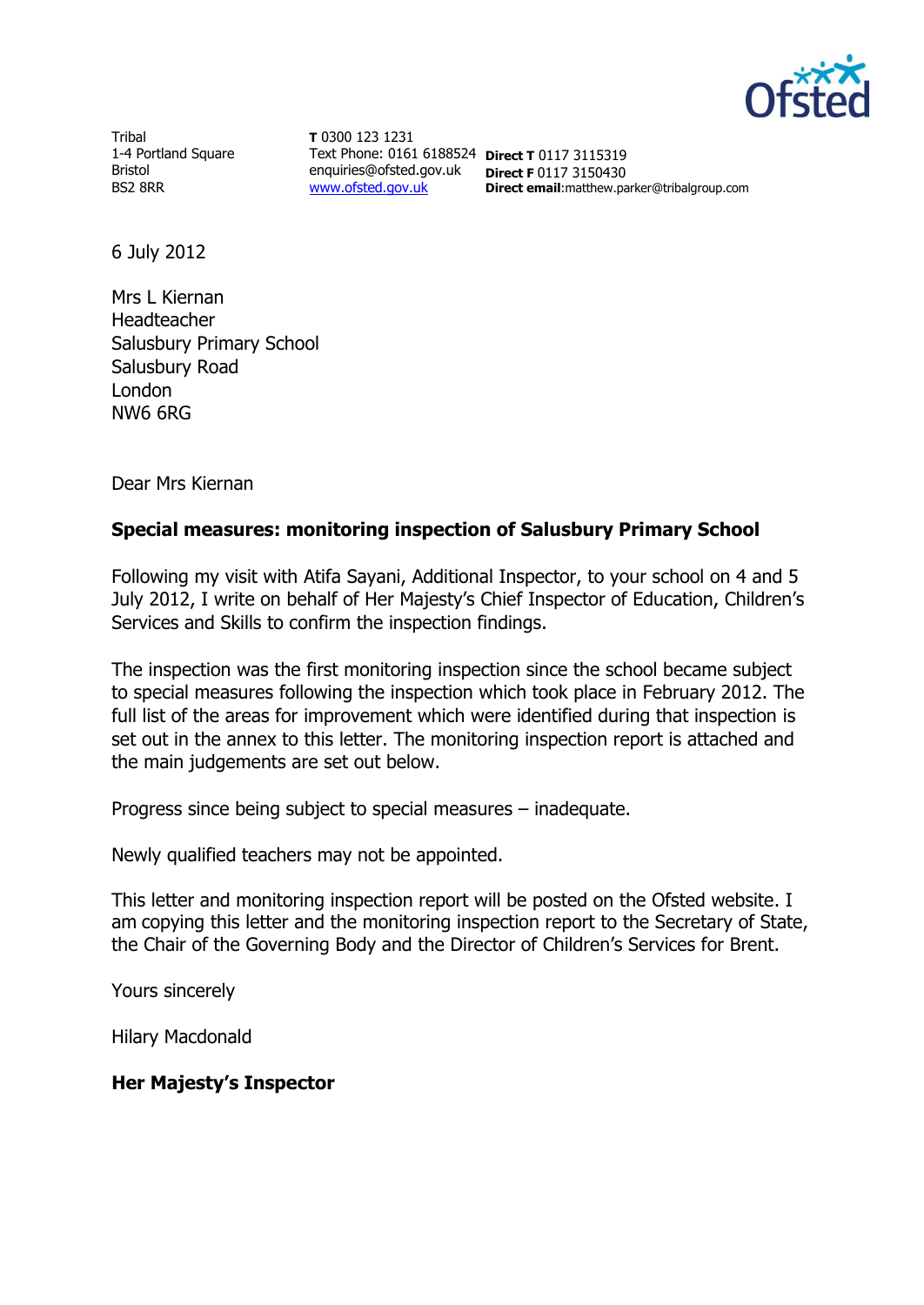Ofsted

Tribal
1-4 Portland Square
Bristol
BS2 8RR

**T** 0300 123 1231
Text Phone: 0161 6188524
enquiries@ofsted.gov.uk
www.ofsted.gov.uk

**Direct T** 0117 3115319
**Direct F** 0117 3150430
**Direct email**:matthew.parker@tribalgroup.com

6 July 2012

Mrs L Kiernan
Headteacher
Salusbury Primary School
Salusbury Road
London
NW6 6RG

Dear Mrs Kiernan

**Special measures: monitoring inspection of Salusbury Primary School**

Following my visit with Atifa Sayani, Additional Inspector, to your school on 4 and 5 July 2012, I write on behalf of Her Majesty's Chief Inspector of Education, Children's Services and Skills to confirm the inspection findings.

The inspection was the first monitoring inspection since the school became subject to special measures following the inspection which took place in February 2012. The full list of the areas for improvement which were identified during that inspection is set out in the annex to this letter. The monitoring inspection report is attached and the main judgements are set out below.

Progress since being subject to special measures – inadequate.

Newly qualified teachers may not be appointed.

This letter and monitoring inspection report will be posted on the Ofsted website. I am copying this letter and the monitoring inspection report to the Secretary of State, the Chair of the Governing Body and the Director of Children's Services for Brent.

Yours sincerely

Hilary Macdonald

**Her Majesty's Inspector**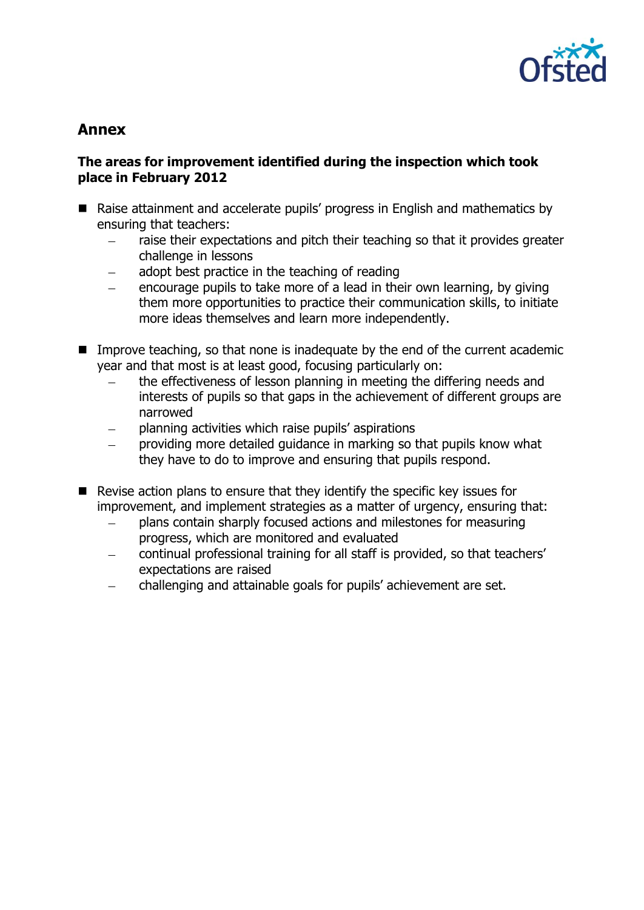## Annex

### The areas for improvement identified during the inspection which took place in February 2012

- Raise attainment and accelerate pupils' progress in English and mathematics by ensuring that teachers:
  - raise their expectations and pitch their teaching so that it provides greater challenge in lessons
  - adopt best practice in the teaching of reading
  - encourage pupils to take more of a lead in their own learning, by giving them more opportunities to practice their communication skills, to initiate more ideas themselves and learn more independently.

- Improve teaching, so that none is inadequate by the end of the current academic year and that most is at least good, focusing particularly on:
  - the effectiveness of lesson planning in meeting the differing needs and interests of pupils so that gaps in the achievement of different groups are narrowed
  - planning activities which raise pupils' aspirations
  - providing more detailed guidance in marking so that pupils know what they have to do to improve and ensuring that pupils respond.

- Revise action plans to ensure that they identify the specific key issues for improvement, and implement strategies as a matter of urgency, ensuring that:
  - plans contain sharply focused actions and milestones for measuring progress, which are monitored and evaluated
  - continual professional training for all staff is provided, so that teachers' expectations are raised
  - challenging and attainable goals for pupils' achievement are set.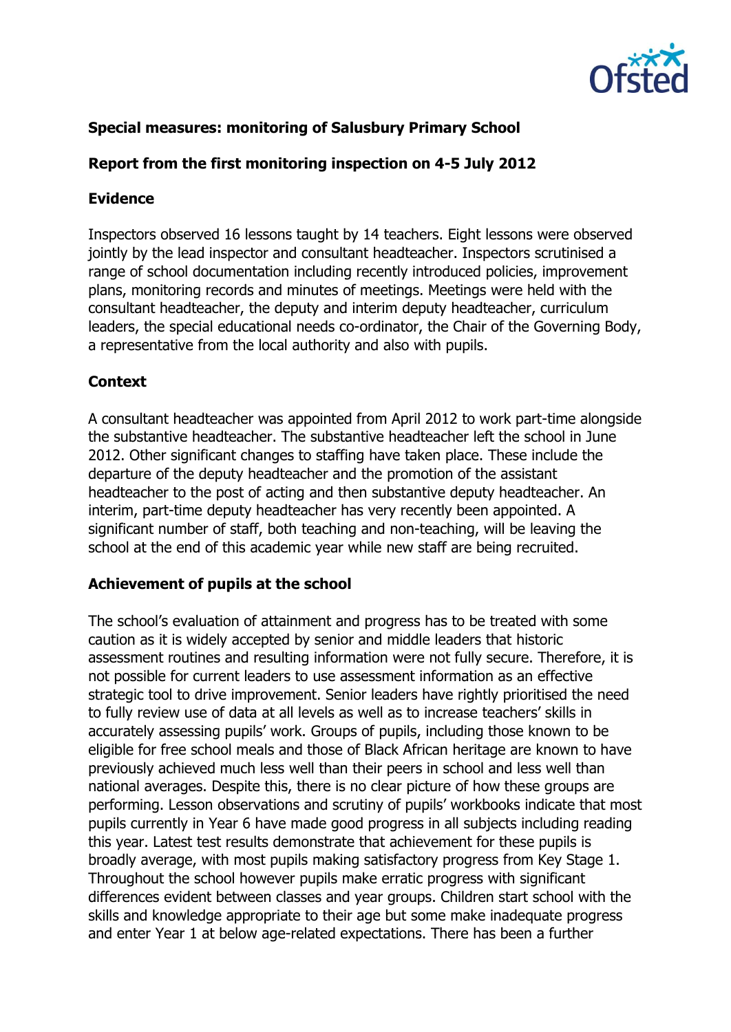**Special measures: monitoring of Salusbury Primary School**

**Report from the first monitoring inspection on 4-5 July 2012**

**Evidence**

Inspectors observed 16 lessons taught by 14 teachers. Eight lessons were observed jointly by the lead inspector and consultant headteacher. Inspectors scrutinised a range of school documentation including recently introduced policies, improvement plans, monitoring records and minutes of meetings. Meetings were held with the consultant headteacher, the deputy and interim deputy headteacher, curriculum leaders, the special educational needs co-ordinator, the Chair of the Governing Body, a representative from the local authority and also with pupils.

**Context**

A consultant headteacher was appointed from April 2012 to work part-time alongside the substantive headteacher. The substantive headteacher left the school in June 2012. Other significant changes to staffing have taken place. These include the departure of the deputy headteacher and the promotion of the assistant headteacher to the post of acting and then substantive deputy headteacher. An interim, part-time deputy headteacher has very recently been appointed. A significant number of staff, both teaching and non-teaching, will be leaving the school at the end of this academic year while new staff are being recruited.

**Achievement of pupils at the school**

The school's evaluation of attainment and progress has to be treated with some caution as it is widely accepted by senior and middle leaders that historic assessment routines and resulting information were not fully secure. Therefore, it is not possible for current leaders to use assessment information as an effective strategic tool to drive improvement. Senior leaders have rightly prioritised the need to fully review use of data at all levels as well as to increase teachers' skills in accurately assessing pupils' work. Groups of pupils, including those known to be eligible for free school meals and those of Black African heritage are known to have previously achieved much less well than their peers in school and less well than national averages. Despite this, there is no clear picture of how these groups are performing. Lesson observations and scrutiny of pupils' workbooks indicate that most pupils currently in Year 6 have made good progress in all subjects including reading this year. Latest test results demonstrate that achievement for these pupils is broadly average, with most pupils making satisfactory progress from Key Stage 1. Throughout the school however pupils make erratic progress with significant differences evident between classes and year groups. Children start school with the skills and knowledge appropriate to their age but some make inadequate progress and enter Year 1 at below age-related expectations. There has been a further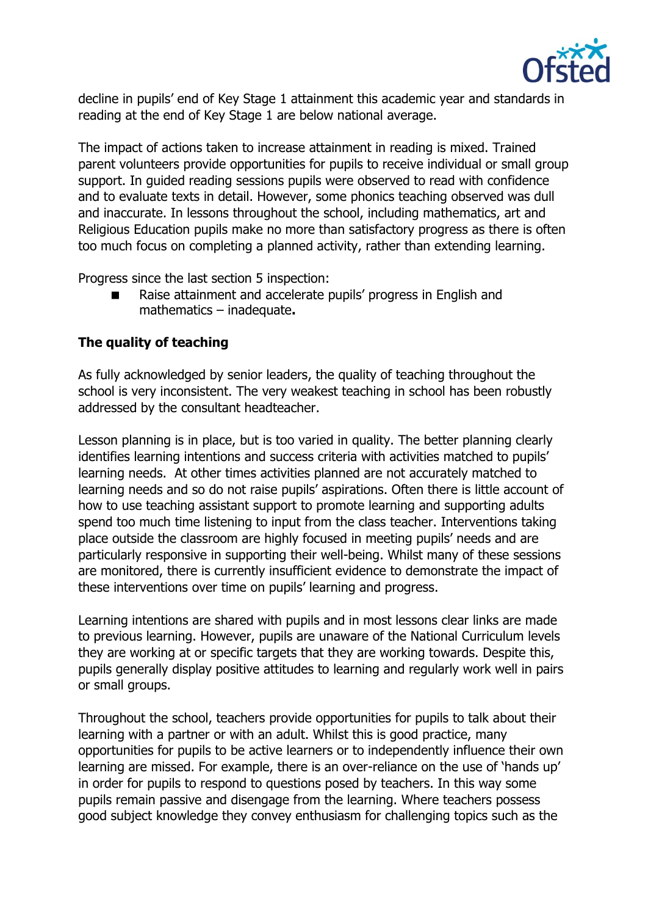decline in pupils' end of Key Stage 1 attainment this academic year and standards in reading at the end of Key Stage 1 are below national average.

The impact of actions taken to increase attainment in reading is mixed. Trained parent volunteers provide opportunities for pupils to receive individual or small group support. In guided reading sessions pupils were observed to read with confidence and to evaluate texts in detail. However, some phonics teaching observed was dull and inaccurate. In lessons throughout the school, including mathematics, art and Religious Education pupils make no more than satisfactory progress as there is often too much focus on completing a planned activity, rather than extending learning.

Progress since the last section 5 inspection:

- Raise attainment and accelerate pupils' progress in English and mathematics – inadequate**.**

**The quality of teaching**

As fully acknowledged by senior leaders, the quality of teaching throughout the school is very inconsistent. The very weakest teaching in school has been robustly addressed by the consultant headteacher.

Lesson planning is in place, but is too varied in quality. The better planning clearly identifies learning intentions and success criteria with activities matched to pupils' learning needs. At other times activities planned are not accurately matched to learning needs and so do not raise pupils' aspirations. Often there is little account of how to use teaching assistant support to promote learning and supporting adults spend too much time listening to input from the class teacher. Interventions taking place outside the classroom are highly focused in meeting pupils' needs and are particularly responsive in supporting their well-being. Whilst many of these sessions are monitored, there is currently insufficient evidence to demonstrate the impact of these interventions over time on pupils' learning and progress.

Learning intentions are shared with pupils and in most lessons clear links are made to previous learning. However, pupils are unaware of the National Curriculum levels they are working at or specific targets that they are working towards. Despite this, pupils generally display positive attitudes to learning and regularly work well in pairs or small groups.

Throughout the school, teachers provide opportunities for pupils to talk about their learning with a partner or with an adult. Whilst this is good practice, many opportunities for pupils to be active learners or to independently influence their own learning are missed. For example, there is an over-reliance on the use of 'hands up' in order for pupils to respond to questions posed by teachers. In this way some pupils remain passive and disengage from the learning. Where teachers possess good subject knowledge they convey enthusiasm for challenging topics such as the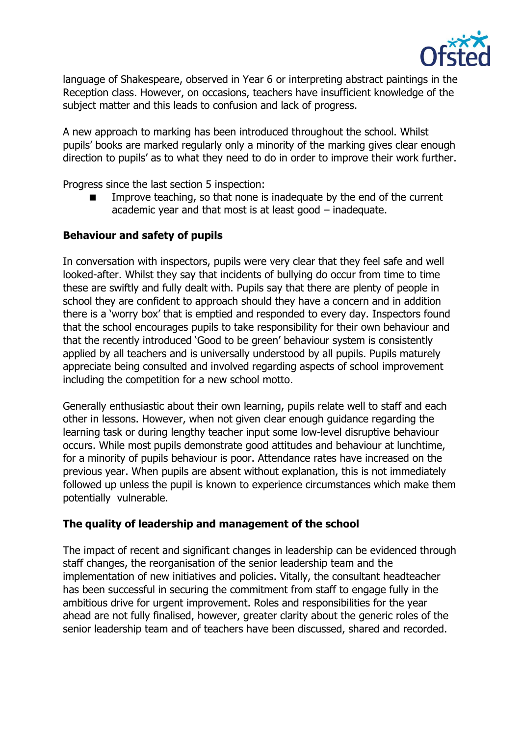language of Shakespeare, observed in Year 6 or interpreting abstract paintings in the Reception class. However, on occasions, teachers have insufficient knowledge of the subject matter and this leads to confusion and lack of progress.

A new approach to marking has been introduced throughout the school. Whilst pupils' books are marked regularly only a minority of the marking gives clear enough direction to pupils' as to what they need to do in order to improve their work further.

Progress since the last section 5 inspection:

- Improve teaching, so that none is inadequate by the end of the current academic year and that most is at least good – inadequate.

**Behaviour and safety of pupils**

In conversation with inspectors, pupils were very clear that they feel safe and well looked-after. Whilst they say that incidents of bullying do occur from time to time these are swiftly and fully dealt with. Pupils say that there are plenty of people in school they are confident to approach should they have a concern and in addition there is a 'worry box' that is emptied and responded to every day. Inspectors found that the school encourages pupils to take responsibility for their own behaviour and that the recently introduced 'Good to be green' behaviour system is consistently applied by all teachers and is universally understood by all pupils. Pupils maturely appreciate being consulted and involved regarding aspects of school improvement including the competition for a new school motto.

Generally enthusiastic about their own learning, pupils relate well to staff and each other in lessons. However, when not given clear enough guidance regarding the learning task or during lengthy teacher input some low-level disruptive behaviour occurs. While most pupils demonstrate good attitudes and behaviour at lunchtime, for a minority of pupils behaviour is poor. Attendance rates have increased on the previous year. When pupils are absent without explanation, this is not immediately followed up unless the pupil is known to experience circumstances which make them potentially vulnerable.

**The quality of leadership and management of the school**

The impact of recent and significant changes in leadership can be evidenced through staff changes, the reorganisation of the senior leadership team and the implementation of new initiatives and policies. Vitally, the consultant headteacher has been successful in securing the commitment from staff to engage fully in the ambitious drive for urgent improvement. Roles and responsibilities for the year ahead are not fully finalised, however, greater clarity about the generic roles of the senior leadership team and of teachers have been discussed, shared and recorded.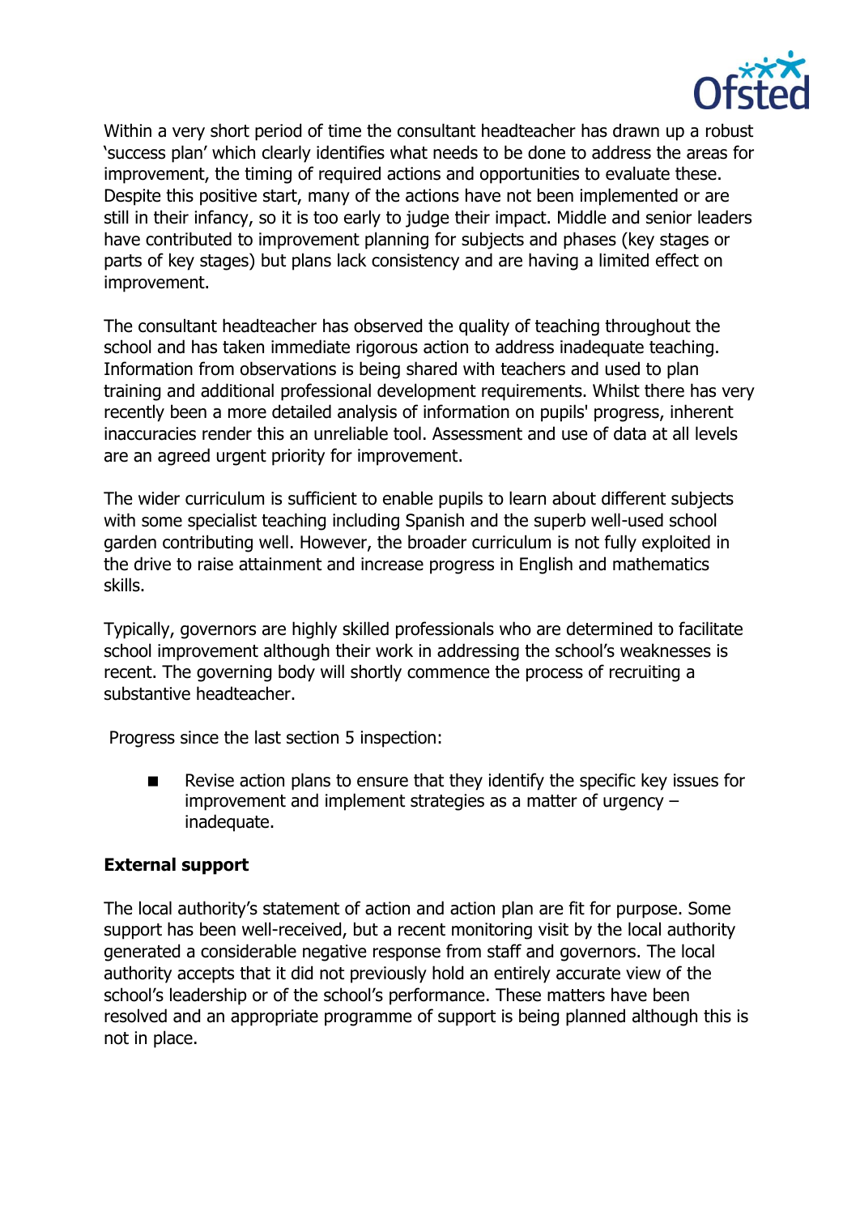Within a very short period of time the consultant headteacher has drawn up a robust 'success plan' which clearly identifies what needs to be done to address the areas for improvement, the timing of required actions and opportunities to evaluate these. Despite this positive start, many of the actions have not been implemented or are still in their infancy, so it is too early to judge their impact. Middle and senior leaders have contributed to improvement planning for subjects and phases (key stages or parts of key stages) but plans lack consistency and are having a limited effect on improvement.

The consultant headteacher has observed the quality of teaching throughout the school and has taken immediate rigorous action to address inadequate teaching. Information from observations is being shared with teachers and used to plan training and additional professional development requirements. Whilst there has very recently been a more detailed analysis of information on pupils' progress, inherent inaccuracies render this an unreliable tool. Assessment and use of data at all levels are an agreed urgent priority for improvement.

The wider curriculum is sufficient to enable pupils to learn about different subjects with some specialist teaching including Spanish and the superb well-used school garden contributing well. However, the broader curriculum is not fully exploited in the drive to raise attainment and increase progress in English and mathematics skills.

Typically, governors are highly skilled professionals who are determined to facilitate school improvement although their work in addressing the school's weaknesses is recent. The governing body will shortly commence the process of recruiting a substantive headteacher.

Progress since the last section 5 inspection:

- Revise action plans to ensure that they identify the specific key issues for improvement and implement strategies as a matter of urgency – inadequate.

**External support**

The local authority's statement of action and action plan are fit for purpose. Some support has been well-received, but a recent monitoring visit by the local authority generated a considerable negative response from staff and governors. The local authority accepts that it did not previously hold an entirely accurate view of the school's leadership or of the school's performance. These matters have been resolved and an appropriate programme of support is being planned although this is not in place.